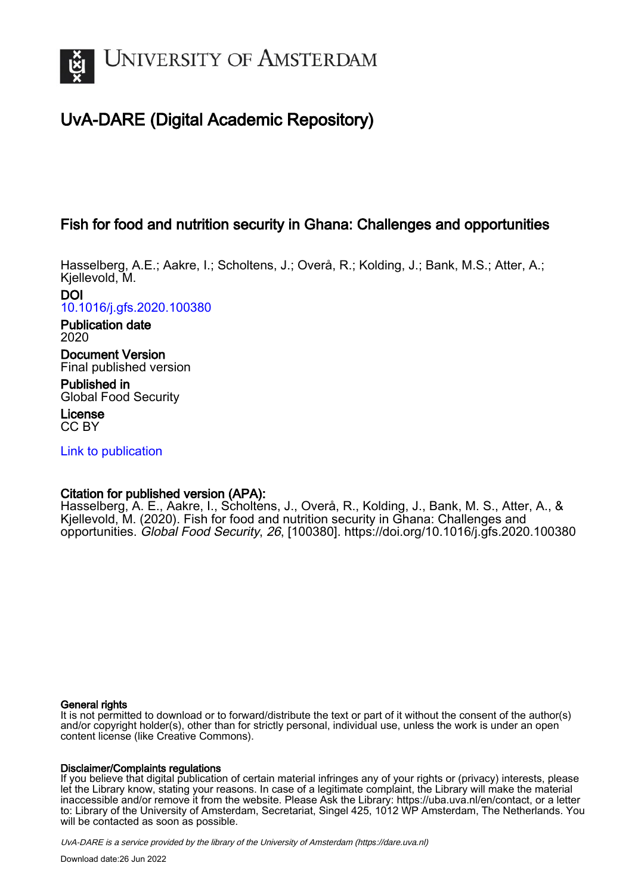# UvA-DARE (Digital Academic Repository)

## Fish for food and nutrition security in Ghana: Challenges and opportunities

Hasselberg, A.E.; Aakre, I.; Scholtens, J.; Overå, R.; Kolding, J.; Bank, M.S.; Atter, A.; Kjellevold, M.

**DOI**
10.1016/j.gfs.2020.100380

**Publication date**
2020

**Document Version**
Final published version

**Published in**
Global Food Security

**License**
CC BY

Link to publication

**Citation for published version (APA):**
Hasselberg, A. E., Aakre, I., Scholtens, J., Overå, R., Kolding, J., Bank, M. S., Atter, A., & Kjellevold, M. (2020). Fish for food and nutrition security in Ghana: Challenges and opportunities. *Global Food Security*, *26*, [100380]. https://doi.org/10.1016/j.gfs.2020.100380

**General rights**
It is not permitted to download or to forward/distribute the text or part of it without the consent of the author(s) and/or copyright holder(s), other than for strictly personal, individual use, unless the work is under an open content license (like Creative Commons).

**Disclaimer/Complaints regulations**
If you believe that digital publication of certain material infringes any of your rights or (privacy) interests, please let the Library know, stating your reasons. In case of a legitimate complaint, the Library will make the material inaccessible and/or remove it from the website. Please Ask the Library: https://uba.uva.nl/en/contact, or a letter to: Library of the University of Amsterdam, Secretariat, Singel 425, 1012 WP Amsterdam, The Netherlands. You will be contacted as soon as possible.

UvA-DARE is a service provided by the library of the University of Amsterdam (https://dare.uva.nl)

Download date:26 Jun 2022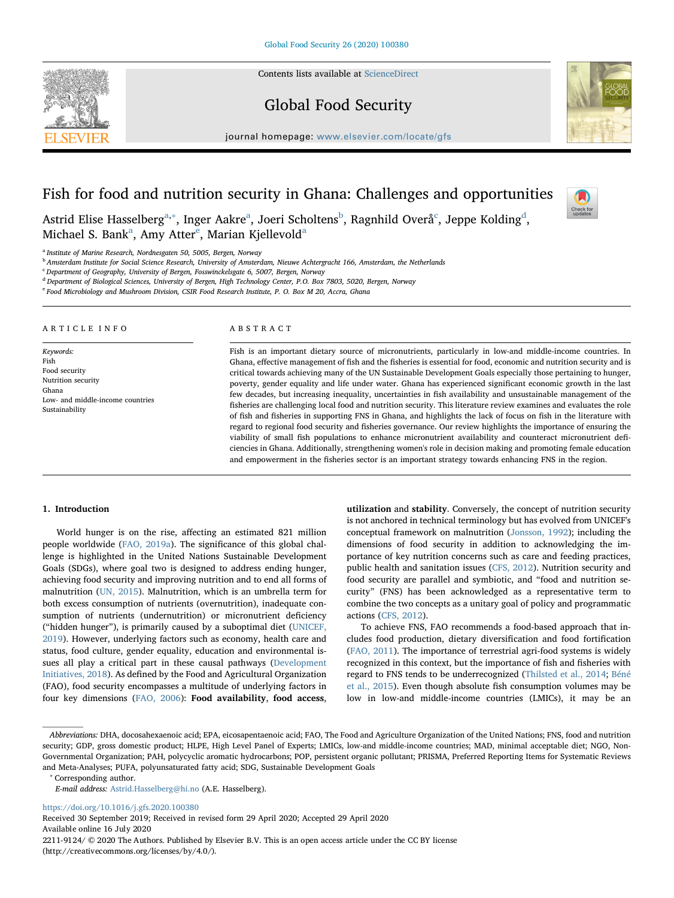# Fish for food and nutrition security in Ghana: Challenges and opportunities

Astrid Elise Hasselberg[a,*], Inger Aakre[a], Joeri Scholtens[b], Ragnhild Overå[c], Jeppe Kolding[d], Michael S. Bank[a], Amy Atter[e], Marian Kjellevold[a]

[a] Institute of Marine Research, Nordnesgaten 50, 5005, Bergen, Norway

[b] Amsterdam Institute for Social Science Research, University of Amsterdam, Nieuwe Achtergracht 166, Amsterdam, the Netherlands

[c] Department of Geography, University of Bergen, Fosswinckelsgate 6, 5007, Bergen, Norway

[d] Department of Biological Sciences, University of Bergen, High Technology Center, P.O. Box 7803, 5020, Bergen, Norway

[e] Food Microbiology and Mushroom Division, CSIR Food Research Institute, P. O. Box M 20, Accra, Ghana

## ARTICLE INFO

*Keywords:*
Fish
Food security
Nutrition security
Ghana
Low- and middle-income countries
Sustainability

## ABSTRACT

Fish is an important dietary source of micronutrients, particularly in low-and middle-income countries. In Ghana, effective management of fish and the fisheries is essential for food, economic and nutrition security and is critical towards achieving many of the UN Sustainable Development Goals especially those pertaining to hunger, poverty, gender equality and life under water. Ghana has experienced significant economic growth in the last few decades, but increasing inequality, uncertainties in fish availability and unsustainable management of the fisheries are challenging local food and nutrition security. This literature review examines and evaluates the role of fish and fisheries in supporting FNS in Ghana, and highlights the lack of focus on fish in the literature with regard to regional food security and fisheries governance. Our review highlights the importance of ensuring the viability of small fish populations to enhance micronutrient availability and counteract micronutrient deficiencies in Ghana. Additionally, strengthening women's role in decision making and promoting female education and empowerment in the fisheries sector is an important strategy towards enhancing FNS in the region.

## 1. Introduction

World hunger is on the rise, affecting an estimated 821 million people worldwide (FAO, 2019a). The significance of this global challenge is highlighted in the United Nations Sustainable Development Goals (SDGs), where goal two is designed to address ending hunger, achieving food security and improving nutrition and to end all forms of malnutrition (UN, 2015). Malnutrition, which is an umbrella term for both excess consumption of nutrients (overnutrition), inadequate consumption of nutrients (undernutrition) or micronutrient deficiency ("hidden hunger"), is primarily caused by a suboptimal diet (UNICEF, 2019). However, underlying factors such as economy, health care and status, food culture, gender equality, education and environmental issues all play a critical part in these causal pathways (Development Initiatives, 2018). As defined by the Food and Agricultural Organization (FAO), food security encompasses a multitude of underlying factors in four key dimensions (FAO, 2006): **Food availability**, **food access**, **utilization** and **stability**. Conversely, the concept of nutrition security is not anchored in technical terminology but has evolved from UNICEF's conceptual framework on malnutrition (Jonsson, 1992); including the dimensions of food security in addition to acknowledging the importance of key nutrition concerns such as care and feeding practices, public health and sanitation issues (CFS, 2012). Nutrition security and food security are parallel and symbiotic, and "food and nutrition security" (FNS) has been acknowledged as a representative term to combine the two concepts as a unitary goal of policy and programmatic actions (CFS, 2012).

To achieve FNS, FAO recommends a food-based approach that includes food production, dietary diversification and food fortification (FAO, 2011). The importance of terrestrial agri-food systems is widely recognized in this context, but the importance of fish and fisheries with regard to FNS tends to be underrecognized (Thilsted et al., 2014; Béné et al., 2015). Even though absolute fish consumption volumes may be low in low-and middle-income countries (LMICs), it may be an

---

*Abbreviations:* DHA, docosahexaenoic acid; EPA, eicosapentaenoic acid; FAO, The Food and Agriculture Organization of the United Nations; FNS, food and nutrition security; GDP, gross domestic product; HLPE, High Level Panel of Experts; LMICs, low-and middle-income countries; MAD, minimal acceptable diet; NGO, Non-Governmental Organization; PAH, polycyclic aromatic hydrocarbons; POP, persistent organic pollutant; PRISMA, Preferred Reporting Items for Systematic Reviews and Meta-Analyses; PUFA, polyunsaturated fatty acid; SDG, Sustainable Development Goals

* Corresponding author.

*E-mail address:* Astrid.Hasselberg@hi.no (A.E. Hasselberg).

https://doi.org/10.1016/j.gfs.2020.100380
Received 30 September 2019; Received in revised form 29 April 2020; Accepted 29 April 2020
Available online 16 July 2020
2211-9124/ © 2020 The Authors. Published by Elsevier B.V. This is an open access article under the CC BY license (http://creativecommons.org/licenses/by/4.0/).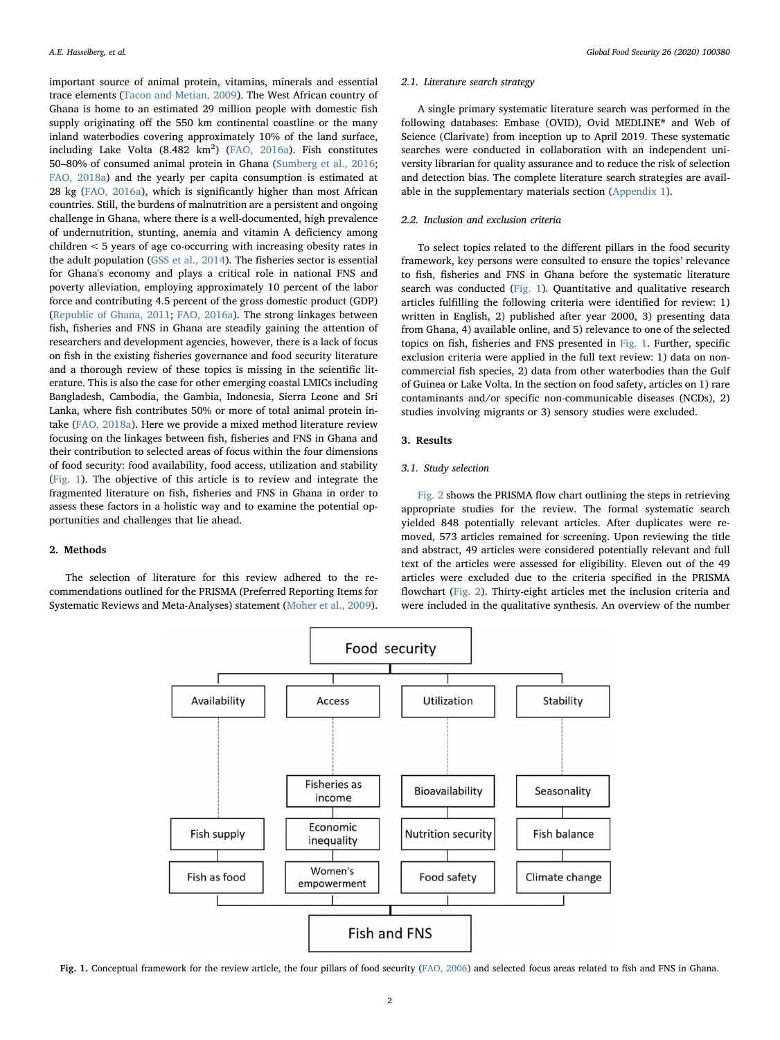important source of animal protein, vitamins, minerals and essential trace elements (Tacon and Metian, 2009). The West African country of Ghana is home to an estimated 29 million people with domestic fish supply originating off the 550 km continental coastline or the many inland waterbodies covering approximately 10% of the land surface, including Lake Volta (8.482 km$^2$) (FAO, 2016a). Fish constitutes 50–80% of consumed animal protein in Ghana (Sumberg et al., 2016; FAO, 2018a) and the yearly per capita consumption is estimated at 28 kg (FAO, 2016a), which is significantly higher than most African countries. Still, the burdens of malnutrition are a persistent and ongoing challenge in Ghana, where there is a well-documented, high prevalence of undernutrition, stunting, anemia and vitamin A deficiency among children < 5 years of age co-occurring with increasing obesity rates in the adult population (GSS et al., 2014). The fisheries sector is essential for Ghana's economy and plays a critical role in national FNS and poverty alleviation, employing approximately 10 percent of the labor force and contributing 4.5 percent of the gross domestic product (GDP) (Republic of Ghana, 2011; FAO, 2016a). The strong linkages between fish, fisheries and FNS in Ghana are steadily gaining the attention of researchers and development agencies, however, there is a lack of focus on fish in the existing fisheries governance and food security literature and a thorough review of these topics is missing in the scientific literature. This is also the case for other emerging coastal LMICs including Bangladesh, Cambodia, the Gambia, Indonesia, Sierra Leone and Sri Lanka, where fish contributes 50% or more of total animal protein intake (FAO, 2018a). Here we provide a mixed method literature review focusing on the linkages between fish, fisheries and FNS in Ghana and their contribution to selected areas of focus within the four dimensions of food security: food availability, food access, utilization and stability (Fig. 1). The objective of this article is to review and integrate the fragmented literature on fish, fisheries and FNS in Ghana in order to assess these factors in a holistic way and to examine the potential opportunities and challenges that lie ahead.

## 2. Methods

The selection of literature for this review adhered to the recommendations outlined for the PRISMA (Preferred Reporting Items for Systematic Reviews and Meta-Analyses) statement (Moher et al., 2009).

### 2.1. Literature search strategy

A single primary systematic literature search was performed in the following databases: Embase (OVID), Ovid MEDLINE® and Web of Science (Clarivate) from inception up to April 2019. These systematic searches were conducted in collaboration with an independent university librarian for quality assurance and to reduce the risk of selection and detection bias. The complete literature search strategies are available in the supplementary materials section (Appendix 1).

### 2.2. Inclusion and exclusion criteria

To select topics related to the different pillars in the food security framework, key persons were consulted to ensure the topics' relevance to fish, fisheries and FNS in Ghana before the systematic literature search was conducted (Fig. 1). Quantitative and qualitative research articles fulfilling the following criteria were identified for review: 1) written in English, 2) published after year 2000, 3) presenting data from Ghana, 4) available online, and 5) relevance to one of the selected topics on fish, fisheries and FNS presented in Fig. 1. Further, specific exclusion criteria were applied in the full text review: 1) data on non-commercial fish species, 2) data from other waterbodies than the Gulf of Guinea or Lake Volta. In the section on food safety, articles on 1) rare contaminants and/or specific non-communicable diseases (NCDs), 2) studies involving migrants or 3) sensory studies were excluded.

## 3. Results

### 3.1. Study selection

Fig. 2 shows the PRISMA flow chart outlining the steps in retrieving appropriate studies for the review. The formal systematic search yielded 848 potentially relevant articles. After duplicates were removed, 573 articles remained for screening. Upon reviewing the title and abstract, 49 articles were considered potentially relevant and full text of the articles were assessed for eligibility. Eleven out of the 49 articles were excluded due to the criteria specified in the PRISMA flowchart (Fig. 2). Thirty-eight articles met the inclusion criteria and were included in the qualitative synthesis. An overview of the number

Food security

| Availability | Access | Utilization | Stability |
|---|---|---|---|
| | Fisheries as income | Bioavailability | Seasonality |
| Fish supply | Economic inequality | Nutrition security | Fish balance |
| Fish as food | Women's empowerment | Food safety | Climate change |

Fish and FNS

**Fig. 1.** Conceptual framework for the review article, the four pillars of food security (FAO, 2006) and selected focus areas related to fish and FNS in Ghana.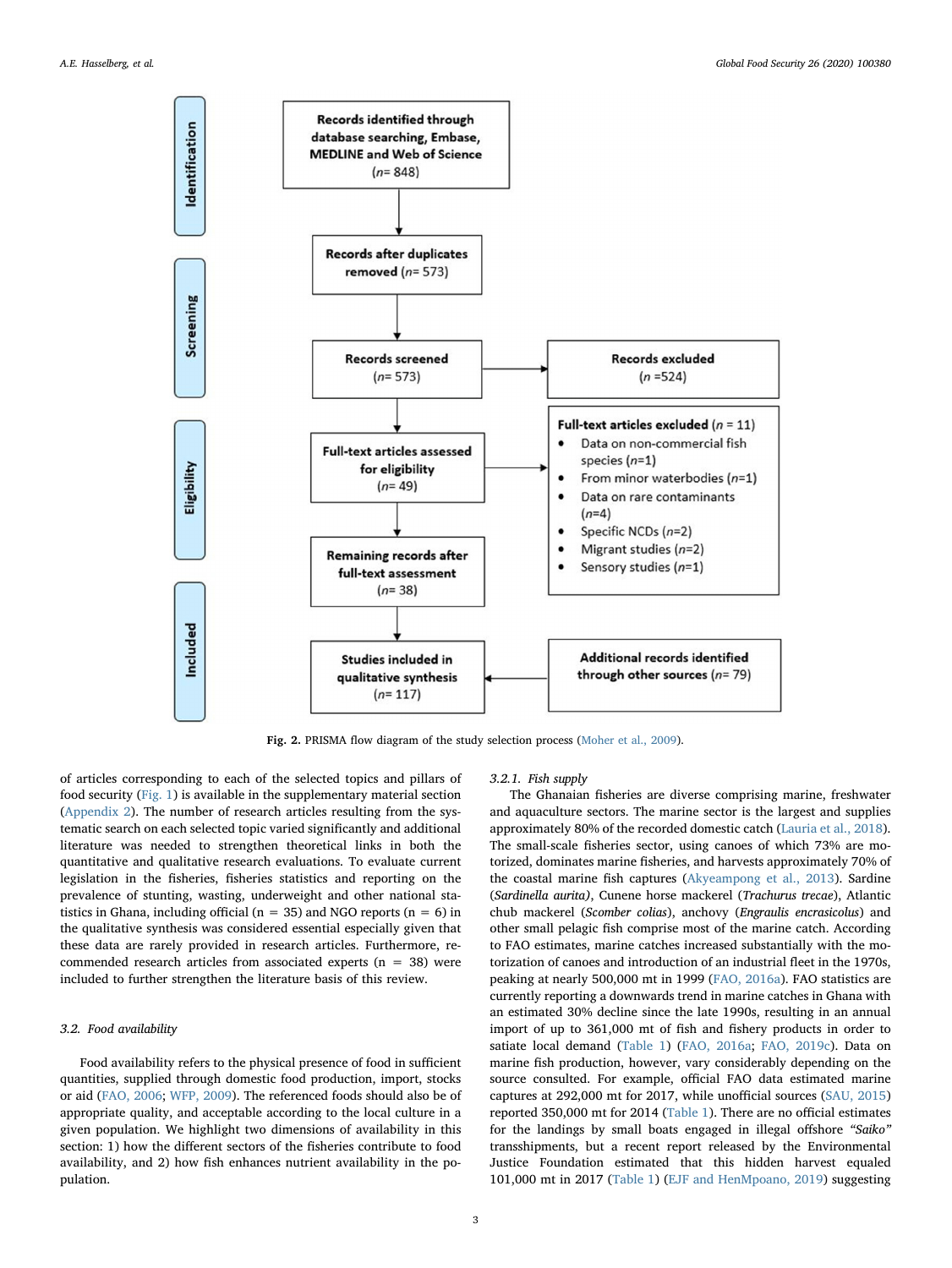Records identified through database searching, Embase, MEDLINE and Web of Science (*n*= 848)

Records after duplicates removed (*n*= 573)

Records screened (*n*= 573)

Records excluded (*n* =524)

Full-text articles assessed for eligibility (*n*= 49)

**Full-text articles excluded** (*n* = 11)
- Data on non-commercial fish species (*n*=1)
- From minor waterbodies (*n*=1)
- Data on rare contaminants (*n*=4)
- Specific NCDs (*n*=2)
- Migrant studies (*n*=2)
- Sensory studies (*n*=1)

Remaining records after full-text assessment (*n*= 38)

Studies included in qualitative synthesis (*n*= 117)

Additional records identified through other sources (*n*= 79)

Identification | Screening | Eligibility | Included

**Fig. 2.** PRISMA flow diagram of the study selection process (Moher et al., 2009).

of articles corresponding to each of the selected topics and pillars of food security (Fig. 1) is available in the supplementary material section (Appendix 2). The number of research articles resulting from the systematic search on each selected topic varied significantly and additional literature was needed to strengthen theoretical links in both the quantitative and qualitative research evaluations. To evaluate current legislation in the fisheries, fisheries statistics and reporting on the prevalence of stunting, wasting, underweight and other national statistics in Ghana, including official (n = 35) and NGO reports (n = 6) in the qualitative synthesis was considered essential especially given that these data are rarely provided in research articles. Furthermore, recommended research articles from associated experts (n = 38) were included to further strengthen the literature basis of this review.

### 3.2. Food availability

Food availability refers to the physical presence of food in sufficient quantities, supplied through domestic food production, import, stocks or aid (FAO, 2006; WFP, 2009). The referenced foods should also be of appropriate quality, and acceptable according to the local culture in a given population. We highlight two dimensions of availability in this section: 1) how the different sectors of the fisheries contribute to food availability, and 2) how fish enhances nutrient availability in the population.

#### 3.2.1. Fish supply

The Ghanaian fisheries are diverse comprising marine, freshwater and aquaculture sectors. The marine sector is the largest and supplies approximately 80% of the recorded domestic catch (Lauria et al., 2018). The small-scale fisheries sector, using canoes of which 73% are motorized, dominates marine fisheries, and harvests approximately 70% of the coastal marine fish captures (Akyeampong et al., 2013). Sardine (*Sardinella aurita)*, Cunene horse mackerel (*Trachurus trecae*), Atlantic chub mackerel (*Scomber colias*), anchovy (*Engraulis encrasicolus*) and other small pelagic fish comprise most of the marine catch. According to FAO estimates, marine catches increased substantially with the motorization of canoes and introduction of an industrial fleet in the 1970s, peaking at nearly 500,000 mt in 1999 (FAO, 2016a). FAO statistics are currently reporting a downwards trend in marine catches in Ghana with an estimated 30% decline since the late 1990s, resulting in an annual import of up to 361,000 mt of fish and fishery products in order to satiate local demand (Table 1) (FAO, 2016a; FAO, 2019c). Data on marine fish production, however, vary considerably depending on the source consulted. For example, official FAO data estimated marine captures at 292,000 mt for 2017, while unofficial sources (SAU, 2015) reported 350,000 mt for 2014 (Table 1). There are no official estimates for the landings by small boats engaged in illegal offshore *"Saiko"* transshipments, but a recent report released by the Environmental Justice Foundation estimated that this hidden harvest equaled 101,000 mt in 2017 (Table 1) (EJF and HenMpoano, 2019) suggesting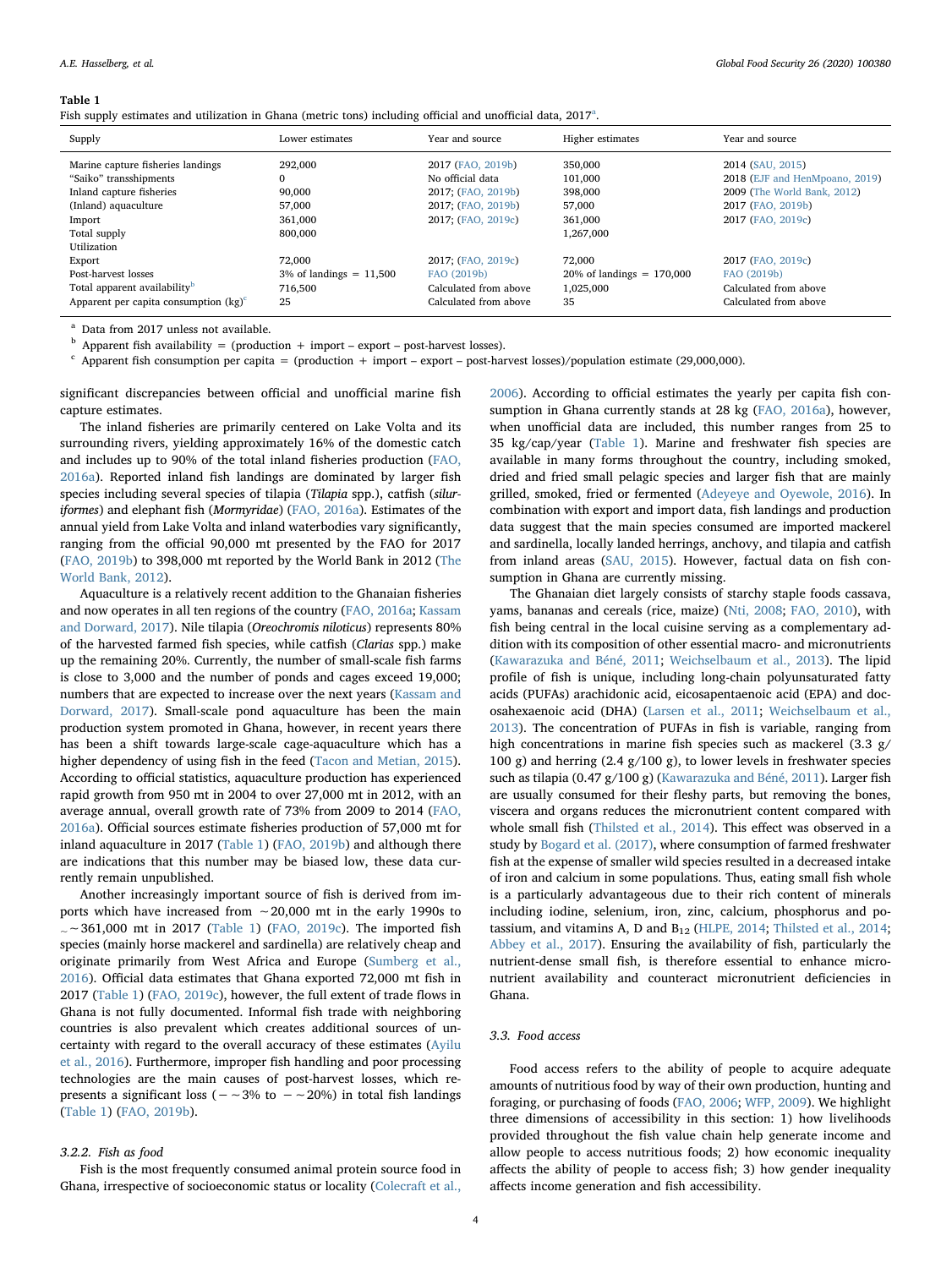**Table 1**
Fish supply estimates and utilization in Ghana (metric tons) including official and unofficial data, 2017[a].

| Supply | Lower estimates | Year and source | Higher estimates | Year and source |
|---|---|---|---|---|
| Marine capture fisheries landings | 292,000 | 2017 (FAO, 2019b) | 350,000 | 2014 (SAU, 2015) |
| "Saiko" transshipments | 0 | No official data | 101,000 | 2018 (EJF and HenMpoano, 2019) |
| Inland capture fisheries | 90,000 | 2017; (FAO, 2019b) | 398,000 | 2009 (The World Bank, 2012) |
| (Inland) aquaculture | 57,000 | 2017; (FAO, 2019b) | 57,000 | 2017 (FAO, 2019b) |
| Import | 361,000 | 2017; (FAO, 2019c) | 361,000 | 2017 (FAO, 2019c) |
| Total supply | 800,000 | | 1,267,000 | |
| Utilization | | | | |
| Export | 72,000 | 2017; (FAO, 2019c) | 72,000 | 2017 (FAO, 2019c) |
| Post-harvest losses | 3% of landings = 11,500 | FAO (2019b) | 20% of landings = 170,000 | FAO (2019b) |
| Total apparent availability[b] | 716,500 | Calculated from above | 1,025,000 | Calculated from above |
| Apparent per capita consumption (kg)[c] | 25 | Calculated from above | 35 | Calculated from above |

[a] Data from 2017 unless not available.
[b] Apparent fish availability = (production + import – export – post-harvest losses).
[c] Apparent fish consumption per capita = (production + import – export – post-harvest losses)/population estimate (29,000,000).

significant discrepancies between official and unofficial marine fish capture estimates.

The inland fisheries are primarily centered on Lake Volta and its surrounding rivers, yielding approximately 16% of the domestic catch and includes up to 90% of the total inland fisheries production (FAO, 2016a). Reported inland fish landings are dominated by larger fish species including several species of tilapia (*Tilapia* spp.), catfish (*siluriformes*) and elephant fish (*Mormyridae*) (FAO, 2016a). Estimates of the annual yield from Lake Volta and inland waterbodies vary significantly, ranging from the official 90,000 mt presented by the FAO for 2017 (FAO, 2019b) to 398,000 mt reported by the World Bank in 2012 (The World Bank, 2012).

Aquaculture is a relatively recent addition to the Ghanaian fisheries and now operates in all ten regions of the country (FAO, 2016a; Kassam and Dorward, 2017). Nile tilapia (*Oreochromis niloticus*) represents 80% of the harvested farmed fish species, while catfish (*Clarias* spp.) make up the remaining 20%. Currently, the number of small-scale fish farms is close to 3,000 and the number of ponds and cages exceed 19,000; numbers that are expected to increase over the next years (Kassam and Dorward, 2017). Small-scale pond aquaculture has been the main production system promoted in Ghana, however, in recent years there has been a shift towards large-scale cage-aquaculture which has a higher dependency of using fish in the feed (Tacon and Metian, 2015). According to official statistics, aquaculture production has experienced rapid growth from 950 mt in 2004 to over 27,000 mt in 2012, with an average annual, overall growth rate of 73% from 2009 to 2014 (FAO, 2016a). Official sources estimate fisheries production of 57,000 mt for inland aquaculture in 2017 (Table 1) (FAO, 2019b) and although there are indications that this number may be biased low, these data currently remain unpublished.

Another increasingly important source of fish is derived from imports which have increased from ~20,000 mt in the early 1990s to ~361,000 mt in 2017 (Table 1) (FAO, 2019c). The imported fish species (mainly horse mackerel and sardinella) are relatively cheap and originate primarily from West Africa and Europe (Sumberg et al., 2016). Official data estimates that Ghana exported 72,000 mt fish in 2017 (Table 1) (FAO, 2019c), however, the full extent of trade flows in Ghana is not fully documented. Informal fish trade with neighboring countries is also prevalent which creates additional sources of uncertainty with regard to the overall accuracy of these estimates (Ayilu et al., 2016). Furthermore, improper fish handling and poor processing technologies are the main causes of post-harvest losses, which represents a significant loss (−~3% to −~20%) in total fish landings (Table 1) (FAO, 2019b).

#### 3.2.2. Fish as food

Fish is the most frequently consumed animal protein source food in Ghana, irrespective of socioeconomic status or locality (Colecraft et al., 2006). According to official estimates the yearly per capita fish consumption in Ghana currently stands at 28 kg (FAO, 2016a), however, when unofficial data are included, this number ranges from 25 to 35 kg/cap/year (Table 1). Marine and freshwater fish species are available in many forms throughout the country, including smoked, dried and fried small pelagic species and larger fish that are mainly grilled, smoked, fried or fermented (Adeyeye and Oyewole, 2016). In combination with export and import data, fish landings and production data suggest that the main species consumed are imported mackerel and sardinella, locally landed herrings, anchovy, and tilapia and catfish from inland areas (SAU, 2015). However, factual data on fish consumption in Ghana are currently missing.

The Ghanaian diet largely consists of starchy staple foods cassava, yams, bananas and cereals (rice, maize) (Nti, 2008; FAO, 2010), with fish being central in the local cuisine serving as a complementary addition with its composition of other essential macro- and micronutrients (Kawarazuka and Béné, 2011; Weichselbaum et al., 2013). The lipid profile of fish is unique, including long-chain polyunsaturated fatty acids (PUFAs) arachidonic acid, eicosapentaenoic acid (EPA) and docosahexaenoic acid (DHA) (Larsen et al., 2011; Weichselbaum et al., 2013). The concentration of PUFAs in fish is variable, ranging from high concentrations in marine fish species such as mackerel (3.3 g/100 g) and herring (2.4 g/100 g), to lower levels in freshwater species such as tilapia (0.47 g/100 g) (Kawarazuka and Béné, 2011). Larger fish are usually consumed for their fleshy parts, but removing the bones, viscera and organs reduces the micronutrient content compared with whole small fish (Thilsted et al., 2014). This effect was observed in a study by Bogard et al. (2017), where consumption of farmed freshwater fish at the expense of smaller wild species resulted in a decreased intake of iron and calcium in some populations. Thus, eating small fish whole is a particularly advantageous due to their rich content of minerals including iodine, selenium, iron, zinc, calcium, phosphorus and potassium, and vitamins A, D and $B_{12}$ (HLPE, 2014; Thilsted et al., 2014; Abbey et al., 2017). Ensuring the availability of fish, particularly the nutrient-dense small fish, is therefore essential to enhance micronutrient availability and counteract micronutrient deficiencies in Ghana.

### 3.3. Food access

Food access refers to the ability of people to acquire adequate amounts of nutritious food by way of their own production, hunting and foraging, or purchasing of foods (FAO, 2006; WFP, 2009). We highlight three dimensions of accessibility in this section: 1) how livelihoods provided throughout the fish value chain help generate income and allow people to access nutritious foods; 2) how economic inequality affects the ability of people to access fish; 3) how gender inequality affects income generation and fish accessibility.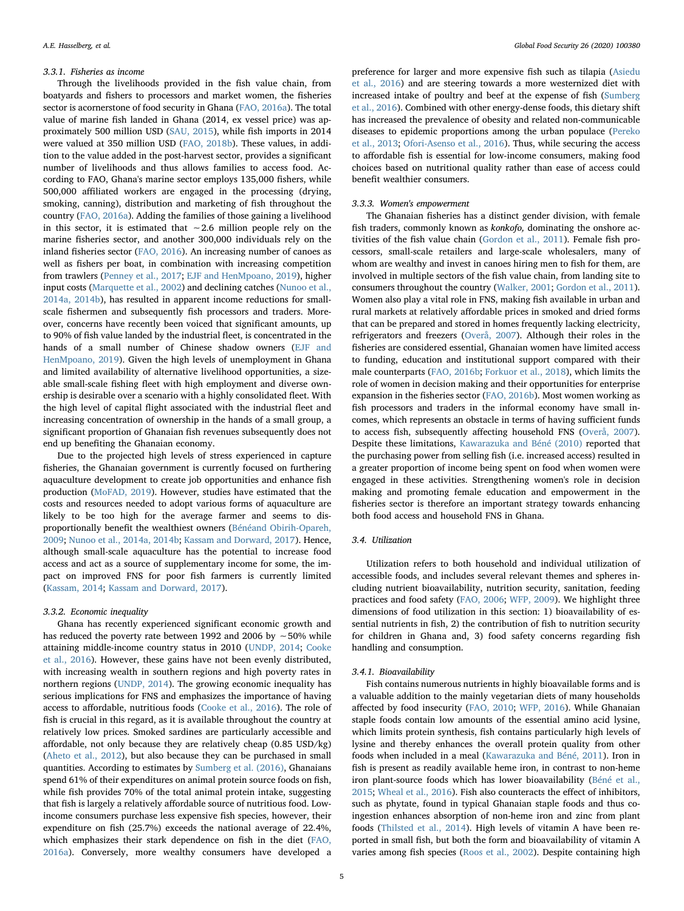#### 3.3.1. Fisheries as income

Through the livelihoods provided in the fish value chain, from boatyards and fishers to processors and market women, the fisheries sector is acornerstone of food security in Ghana (FAO, 2016a). The total value of marine fish landed in Ghana (2014, ex vessel price) was approximately 500 million USD (SAU, 2015), while fish imports in 2014 were valued at 350 million USD (FAO, 2018b). These values, in addition to the value added in the post-harvest sector, provides a significant number of livelihoods and thus allows families to access food. According to FAO, Ghana's marine sector employs 135,000 fishers, while 500,000 affiliated workers are engaged in the processing (drying, smoking, canning), distribution and marketing of fish throughout the country (FAO, 2016a). Adding the families of those gaining a livelihood in this sector, it is estimated that ~2.6 million people rely on the marine fisheries sector, and another 300,000 individuals rely on the inland fisheries sector (FAO, 2016). An increasing number of canoes as well as fishers per boat, in combination with increasing competition from trawlers (Penney et al., 2017; EJF and HenMpoano, 2019), higher input costs (Marquette et al., 2002) and declining catches (Nunoo et al., 2014a, 2014b), has resulted in apparent income reductions for small-scale fishermen and subsequently fish processors and traders. Moreover, concerns have recently been voiced that significant amounts, up to 90% of fish value landed by the industrial fleet, is concentrated in the hands of a small number of Chinese shadow owners (EJF and HenMpoano, 2019). Given the high levels of unemployment in Ghana and limited availability of alternative livelihood opportunities, a sizeable small-scale fishing fleet with high employment and diverse ownership is desirable over a scenario with a highly consolidated fleet. With the high level of capital flight associated with the industrial fleet and increasing concentration of ownership in the hands of a small group, a significant proportion of Ghanaian fish revenues subsequently does not end up benefiting the Ghanaian economy.

Due to the projected high levels of stress experienced in capture fisheries, the Ghanaian government is currently focused on furthering aquaculture development to create job opportunities and enhance fish production (MoFAD, 2019). However, studies have estimated that the costs and resources needed to adopt various forms of aquaculture are likely to be too high for the average farmer and seems to disproportionally benefit the wealthiest owners (Bénéand Obirih-Opareh, 2009; Nunoo et al., 2014a, 2014b; Kassam and Dorward, 2017). Hence, although small-scale aquaculture has the potential to increase food access and act as a source of supplementary income for some, the impact on improved FNS for poor fish farmers is currently limited (Kassam, 2014; Kassam and Dorward, 2017).

#### 3.3.2. Economic inequality

Ghana has recently experienced significant economic growth and has reduced the poverty rate between 1992 and 2006 by ~50% while attaining middle-income country status in 2010 (UNDP, 2014; Cooke et al., 2016). However, these gains have not been evenly distributed, with increasing wealth in southern regions and high poverty rates in northern regions (UNDP, 2014). The growing economic inequality has serious implications for FNS and emphasizes the importance of having access to affordable, nutritious foods (Cooke et al., 2016). The role of fish is crucial in this regard, as it is available throughout the country at relatively low prices. Smoked sardines are particularly accessible and affordable, not only because they are relatively cheap (0.85 USD/kg) (Aheto et al., 2012), but also because they can be purchased in small quantities. According to estimates by Sumberg et al. (2016), Ghanaians spend 61% of their expenditures on animal protein source foods on fish, while fish provides 70% of the total animal protein intake, suggesting that fish is largely a relatively affordable source of nutritious food. Low-income consumers purchase less expensive fish species, however, their expenditure on fish (25.7%) exceeds the national average of 22.4%, which emphasizes their stark dependence on fish in the diet (FAO, 2016a). Conversely, more wealthy consumers have developed a preference for larger and more expensive fish such as tilapia (Asiedu et al., 2016) and are steering towards a more westernized diet with increased intake of poultry and beef at the expense of fish (Sumberg et al., 2016). Combined with other energy-dense foods, this dietary shift has increased the prevalence of obesity and related non-communicable diseases to epidemic proportions among the urban populace (Pereko et al., 2013; Ofori-Asenso et al., 2016). Thus, while securing the access to affordable fish is essential for low-income consumers, making food choices based on nutritional quality rather than ease of access could benefit wealthier consumers.

#### 3.3.3. Women's empowerment

The Ghanaian fisheries has a distinct gender division, with female fish traders, commonly known as *konkofo,* dominating the onshore activities of the fish value chain (Gordon et al., 2011). Female fish processors, small-scale retailers and large-scale wholesalers, many of whom are wealthy and invest in canoes hiring men to fish for them, are involved in multiple sectors of the fish value chain, from landing site to consumers throughout the country (Walker, 2001; Gordon et al., 2011). Women also play a vital role in FNS, making fish available in urban and rural markets at relatively affordable prices in smoked and dried forms that can be prepared and stored in homes frequently lacking electricity, refrigerators and freezers (Overå, 2007). Although their roles in the fisheries are considered essential, Ghanaian women have limited access to funding, education and institutional support compared with their male counterparts (FAO, 2016b; Forkuor et al., 2018), which limits the role of women in decision making and their opportunities for enterprise expansion in the fisheries sector (FAO, 2016b). Most women working as fish processors and traders in the informal economy have small incomes, which represents an obstacle in terms of having sufficient funds to access fish, subsequently affecting household FNS (Overå, 2007). Despite these limitations, Kawarazuka and Béné (2010) reported that the purchasing power from selling fish (i.e. increased access) resulted in a greater proportion of income being spent on food when women were engaged in these activities. Strengthening women's role in decision making and promoting female education and empowerment in the fisheries sector is therefore an important strategy towards enhancing both food access and household FNS in Ghana.

### 3.4. Utilization

Utilization refers to both household and individual utilization of accessible foods, and includes several relevant themes and spheres including nutrient bioavailability, nutrition security, sanitation, feeding practices and food safety (FAO, 2006; WFP, 2009). We highlight three dimensions of food utilization in this section: 1) bioavailability of essential nutrients in fish, 2) the contribution of fish to nutrition security for children in Ghana and, 3) food safety concerns regarding fish handling and consumption.

#### 3.4.1. Bioavailability

Fish contains numerous nutrients in highly bioavailable forms and is a valuable addition to the mainly vegetarian diets of many households affected by food insecurity (FAO, 2010; WFP, 2016). While Ghanaian staple foods contain low amounts of the essential amino acid lysine, which limits protein synthesis, fish contains particularly high levels of lysine and thereby enhances the overall protein quality from other foods when included in a meal (Kawarazuka and Béné, 2011). Iron in fish is present as readily available heme iron, in contrast to non-heme iron plant-source foods which has lower bioavailability (Béné et al., 2015; Wheal et al., 2016). Fish also counteracts the effect of inhibitors, such as phytate, found in typical Ghanaian staple foods and thus co-ingestion enhances absorption of non-heme iron and zinc from plant foods (Thilsted et al., 2014). High levels of vitamin A have been reported in small fish, but both the form and bioavailability of vitamin A varies among fish species (Roos et al., 2002). Despite containing high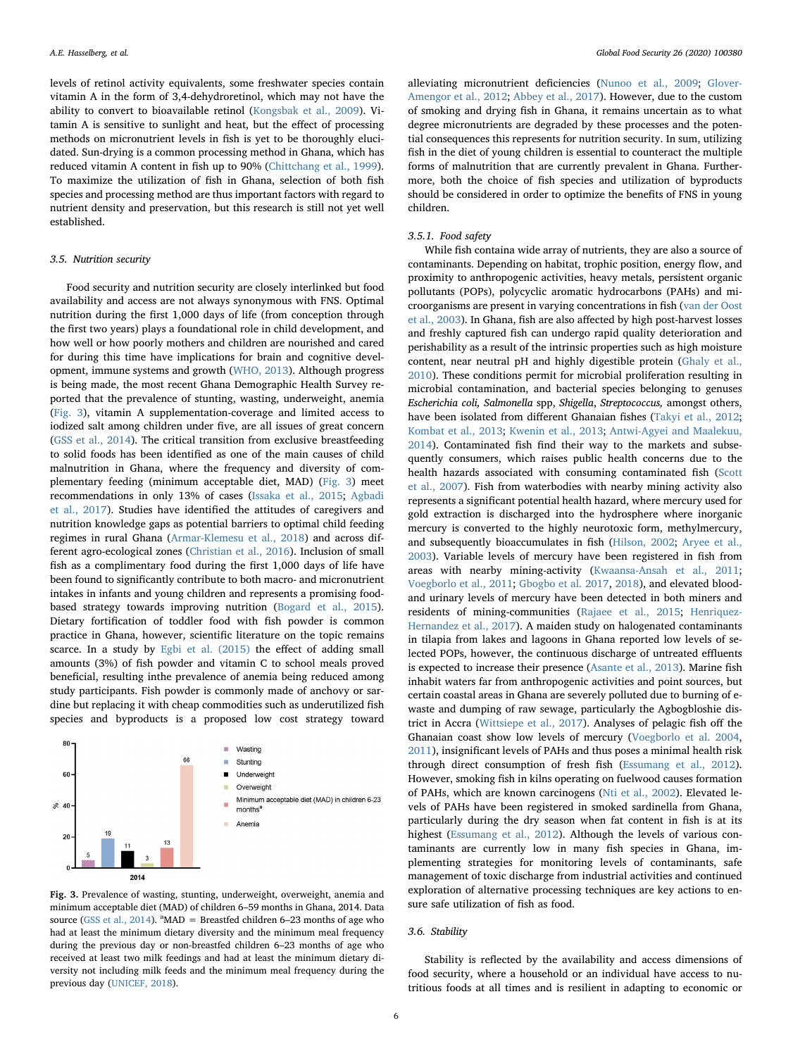levels of retinol activity equivalents, some freshwater species contain vitamin A in the form of 3,4-dehydroretinol, which may not have the ability to convert to bioavailable retinol (Kongsbak et al., 2009). Vitamin A is sensitive to sunlight and heat, but the effect of processing methods on micronutrient levels in fish is yet to be thoroughly elucidated. Sun-drying is a common processing method in Ghana, which has reduced vitamin A content in fish up to 90% (Chittchang et al., 1999). To maximize the utilization of fish in Ghana, selection of both fish species and processing method are thus important factors with regard to nutrient density and preservation, but this research is still not yet well established.

### 3.5. Nutrition security

Food security and nutrition security are closely interlinked but food availability and access are not always synonymous with FNS. Optimal nutrition during the first 1,000 days of life (from conception through the first two years) plays a foundational role in child development, and how well or how poorly mothers and children are nourished and cared for during this time have implications for brain and cognitive development, immune systems and growth (WHO, 2013). Although progress is being made, the most recent Ghana Demographic Health Survey reported that the prevalence of stunting, wasting, underweight, anemia (Fig. 3), vitamin A supplementation-coverage and limited access to iodized salt among children under five, are all issues of great concern (GSS et al., 2014). The critical transition from exclusive breastfeeding to solid foods has been identified as one of the main causes of child malnutrition in Ghana, where the frequency and diversity of complementary feeding (minimum acceptable diet, MAD) (Fig. 3) meet recommendations in only 13% of cases (Issaka et al., 2015; Agbadi et al., 2017). Studies have identified the attitudes of caregivers and nutrition knowledge gaps as potential barriers to optimal child feeding regimes in rural Ghana (Armar-Klemesu et al., 2018) and across different agro-ecological zones (Christian et al., 2016). Inclusion of small fish as a complimentary food during the first 1,000 days of life have been found to significantly contribute to both macro- and micronutrient intakes in infants and young children and represents a promising food-based strategy towards improving nutrition (Bogard et al., 2015). Dietary fortification of toddler food with fish powder is common practice in Ghana, however, scientific literature on the topic remains scarce. In a study by Egbi et al. (2015) the effect of adding small amounts (3%) of fish powder and vitamin C to school meals proved beneficial, resulting inthe prevalence of anemia being reduced among study participants. Fish powder is commonly made of anchovy or sardine but replacing it with cheap commodities such as underutilized fish species and byproducts is a proposed low cost strategy toward alleviating micronutrient deficiencies (Nunoo et al., 2009; Glover-Amengor et al., 2012; Abbey et al., 2017). However, due to the custom of smoking and drying fish in Ghana, it remains uncertain as to what degree micronutrients are degraded by these processes and the potential consequences this represents for nutrition security. In sum, utilizing fish in the diet of young children is essential to counteract the multiple forms of malnutrition that are currently prevalent in Ghana. Furthermore, both the choice of fish species and utilization of byproducts should be considered in order to optimize the benefits of FNS in young children.

| | Wasting | Stunting | Underweight | Overweight | Minimum acceptable diet (MAD) in children 6-23 months[a] | Anemia |
|---|---|---|---|---|---|---|
| 2014 (%) | 5 | 19 | 11 | 3 | 13 | 66 |

**Fig. 3.** Prevalence of wasting, stunting, underweight, overweight, anemia and minimum acceptable diet (MAD) of children 6–59 months in Ghana, 2014. Data source (GSS et al., 2014). [a]MAD = Breastfed children 6–23 months of age who had at least the minimum dietary diversity and the minimum meal frequency during the previous day or non-breastfed children 6–23 months of age who received at least two milk feedings and had at least the minimum dietary diversity not including milk feeds and the minimum meal frequency during the previous day (UNICEF, 2018).

#### 3.5.1. Food safety

While fish containa wide array of nutrients, they are also a source of contaminants. Depending on habitat, trophic position, energy flow, and proximity to anthropogenic activities, heavy metals, persistent organic pollutants (POPs), polycyclic aromatic hydrocarbons (PAHs) and microorganisms are present in varying concentrations in fish (van der Oost et al., 2003). In Ghana, fish are also affected by high post-harvest losses and freshly captured fish can undergo rapid quality deterioration and perishability as a result of the intrinsic properties such as high moisture content, near neutral pH and highly digestible protein (Ghaly et al., 2010). These conditions permit for microbial proliferation resulting in microbial contamination, and bacterial species belonging to genuses *Escherichia coli, Salmonella* spp, *Shigella*, *Streptococcus,* amongst others, have been isolated from different Ghanaian fishes (Takyi et al., 2012; Kombat et al., 2013; Kwenin et al., 2013; Antwi-Agyei and Maalekuu, 2014). Contaminated fish find their way to the markets and subsequently consumers, which raises public health concerns due to the health hazards associated with consuming contaminated fish (Scott et al., 2007). Fish from waterbodies with nearby mining activity also represents a significant potential health hazard, where mercury used for gold extraction is discharged into the hydrosphere where inorganic mercury is converted to the highly neurotoxic form, methylmercury, and subsequently bioaccumulates in fish (Hilson, 2002; Aryee et al., 2003). Variable levels of mercury have been registered in fish from areas with nearby mining-activity (Kwaansa-Ansah et al., 2011; Voegborlo et al., 2011; Gbogbo et al. 2017, 2018), and elevated blood- and urinary levels of mercury have been detected in both miners and residents of mining-communities (Rajaee et al., 2015; Henriquez-Hernandez et al., 2017). A maiden study on halogenated contaminants in tilapia from lakes and lagoons in Ghana reported low levels of selected POPs, however, the continuous discharge of untreated effluents is expected to increase their presence (Asante et al., 2013). Marine fish inhabit waters far from anthropogenic activities and point sources, but certain coastal areas in Ghana are severely polluted due to burning of e-waste and dumping of raw sewage, particularly the Agbogbloshie district in Accra (Wittsiepe et al., 2017). Analyses of pelagic fish off the Ghanaian coast show low levels of mercury (Voegborlo et al. 2004, 2011), insignificant levels of PAHs and thus poses a minimal health risk through direct consumption of fresh fish (Essumang et al., 2012). However, smoking fish in kilns operating on fuelwood causes formation of PAHs, which are known carcinogens (Nti et al., 2002). Elevated levels of PAHs have been registered in smoked sardinella from Ghana, particularly during the dry season when fat content in fish is at its highest (Essumang et al., 2012). Although the levels of various contaminants are currently low in many fish species in Ghana, implementing strategies for monitoring levels of contaminants, safe management of toxic discharge from industrial activities and continued exploration of alternative processing techniques are key actions to ensure safe utilization of fish as food.

### 3.6. Stability

Stability is reflected by the availability and access dimensions of food security, where a household or an individual have access to nutritious foods at all times and is resilient in adapting to economic or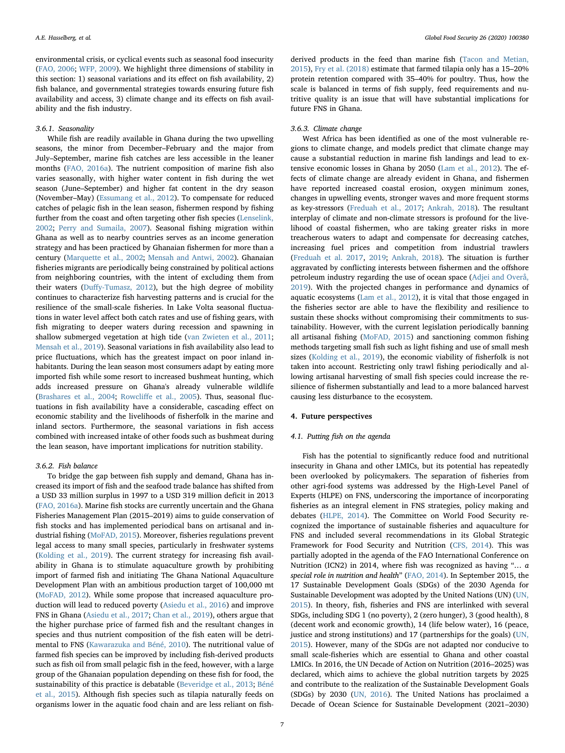environmental crisis, or cyclical events such as seasonal food insecurity (FAO, 2006; WFP, 2009). We highlight three dimensions of stability in this section: 1) seasonal variations and its effect on fish availability, 2) fish balance, and governmental strategies towards ensuring future fish availability and access, 3) climate change and its effects on fish availability and the fish industry.

### 3.6.1. Seasonality

While fish are readily available in Ghana during the two upwelling seasons, the minor from December–February and the major from July–September, marine fish catches are less accessible in the leaner months (FAO, 2016a). The nutrient composition of marine fish also varies seasonally, with higher water content in fish during the wet season (June–September) and higher fat content in the dry season (November–May) (Essumang et al., 2012). To compensate for reduced catches of pelagic fish in the lean season, fishermen respond by fishing further from the coast and often targeting other fish species (Lenselink, 2002; Perry and Sumaila, 2007). Seasonal fishing migration within Ghana as well as to nearby countries serves as an income generation strategy and has been practiced by Ghanaian fishermen for more than a century (Marquette et al., 2002; Mensah and Antwi, 2002). Ghanaian fisheries migrants are periodically being constrained by political actions from neighboring countries, with the intent of excluding them from their waters (Duffy-Tumasz, 2012), but the high degree of mobility continues to characterize fish harvesting patterns and is crucial for the resilience of the small-scale fisheries. In Lake Volta seasonal fluctuations in water level affect both catch rates and use of fishing gears, with fish migrating to deeper waters during recession and spawning in shallow submerged vegetation at high tide (van Zwieten et al., 2011; Mensah et al., 2019). Seasonal variations in fish availability also lead to price fluctuations, which has the greatest impact on poor inland inhabitants. During the lean season most consumers adapt by eating more imported fish while some resort to increased bushmeat hunting, which adds increased pressure on Ghana's already vulnerable wildlife (Brashares et al., 2004; Rowcliffe et al., 2005). Thus, seasonal fluctuations in fish availability have a considerable, cascading effect on economic stability and the livelihoods of fisherfolk in the marine and inland sectors. Furthermore, the seasonal variations in fish access combined with increased intake of other foods such as bushmeat during the lean season, have important implications for nutrition stability.

### 3.6.2. Fish balance

To bridge the gap between fish supply and demand, Ghana has increased its import of fish and the seafood trade balance has shifted from a USD 33 million surplus in 1997 to a USD 319 million deficit in 2013 (FAO, 2016a). Marine fish stocks are currently uncertain and the Ghana Fisheries Management Plan (2015–2019) aims to guide conservation of fish stocks and has implemented periodical bans on artisanal and industrial fishing (MoFAD, 2015). Moreover, fisheries regulations prevent legal access to many small species, particularly in freshwater systems (Kolding et al., 2019). The current strategy for increasing fish availability in Ghana is to stimulate aquaculture growth by prohibiting import of farmed fish and initiating The Ghana National Aquaculture Development Plan with an ambitious production target of 100,000 mt (MoFAD, 2012). While some propose that increased aquaculture production will lead to reduced poverty (Asiedu et al., 2016) and improve FNS in Ghana (Asiedu et al., 2017; Chan et al., 2019), others argue that the higher purchase price of farmed fish and the resultant changes in species and thus nutrient composition of the fish eaten will be detrimental to FNS (Kawarazuka and Béné, 2010). The nutritional value of farmed fish species can be improved by including fish-derived products such as fish oil from small pelagic fish in the feed, however, with a large group of the Ghanaian population depending on these fish for food, the sustainability of this practice is debatable (Beveridge et al., 2013; Béné et al., 2015). Although fish species such as tilapia naturally feeds on organisms lower in the aquatic food chain and are less reliant on fish-derived products in the feed than marine fish (Tacon and Metian, 2015), Fry et al. (2018) estimate that farmed tilapia only has a 15–20% protein retention compared with 35–40% for poultry. Thus, how the scale is balanced in terms of fish supply, feed requirements and nutritive quality is an issue that will have substantial implications for future FNS in Ghana.

### 3.6.3. Climate change

West Africa has been identified as one of the most vulnerable regions to climate change, and models predict that climate change may cause a substantial reduction in marine fish landings and lead to extensive economic losses in Ghana by 2050 (Lam et al., 2012). The effects of climate change are already evident in Ghana, and fishermen have reported increased coastal erosion, oxygen minimum zones, changes in upwelling events, stronger waves and more frequent storms as key-stressors (Freduah et al., 2017; Ankrah, 2018). The resultant interplay of climate and non-climate stressors is profound for the livelihood of coastal fishermen, who are taking greater risks in more treacherous waters to adapt and compensate for decreasing catches, increasing fuel prices and competition from industrial trawlers (Freduah et al. 2017, 2019; Ankrah, 2018). The situation is further aggravated by conflicting interests between fishermen and the offshore petroleum industry regarding the use of ocean space (Adjei and Overå, 2019). With the projected changes in performance and dynamics of aquatic ecosystems (Lam et al., 2012), it is vital that those engaged in the fisheries sector are able to have the flexibility and resilience to sustain these shocks without compromising their commitments to sustainability. However, with the current legislation periodically banning all artisanal fishing (MoFAD, 2015) and sanctioning common fishing methods targeting small fish such as light fishing and use of small mesh sizes (Kolding et al., 2019), the economic viability of fisherfolk is not taken into account. Restricting only trawl fishing periodically and allowing artisanal harvesting of small fish species could increase the resilience of fishermen substantially and lead to a more balanced harvest causing less disturbance to the ecosystem.

## 4. Future perspectives

### 4.1. Putting fish on the agenda

Fish has the potential to significantly reduce food and nutritional insecurity in Ghana and other LMICs, but its potential has repeatedly been overlooked by policymakers. The separation of fisheries from other agri-food systems was addressed by the High-Level Panel of Experts (HLPE) on FNS, underscoring the importance of incorporating fisheries as an integral element in FNS strategies, policy making and debates (HLPE, 2014). The Committee on World Food Security recognized the importance of sustainable fisheries and aquaculture for FNS and included several recommendations in its Global Strategic Framework for Food Security and Nutrition (CFS, 2014). This was partially adopted in the agenda of the FAO International Conference on Nutrition (ICN2) in 2014, where fish was recognized as having "*… a special role in nutrition and health*" (FAO, 2014). In September 2015, the 17 Sustainable Development Goals (SDGs) of the 2030 Agenda for Sustainable Development was adopted by the United Nations (UN) (UN, 2015). In theory, fish, fisheries and FNS are interlinked with several SDGs, including SDG 1 (no poverty), 2 (zero hunger), 3 (good health), 8 (decent work and economic growth), 14 (life below water), 16 (peace, justice and strong institutions) and 17 (partnerships for the goals) (UN, 2015). However, many of the SDGs are not adapted nor conducive to small scale-fisheries which are essential to Ghana and other coastal LMICs. In 2016, the UN Decade of Action on Nutrition (2016–2025) was declared, which aims to achieve the global nutrition targets by 2025 and contribute to the realization of the Sustainable Development Goals (SDGs) by 2030 (UN, 2016). The United Nations has proclaimed a Decade of Ocean Science for Sustainable Development (2021–2030)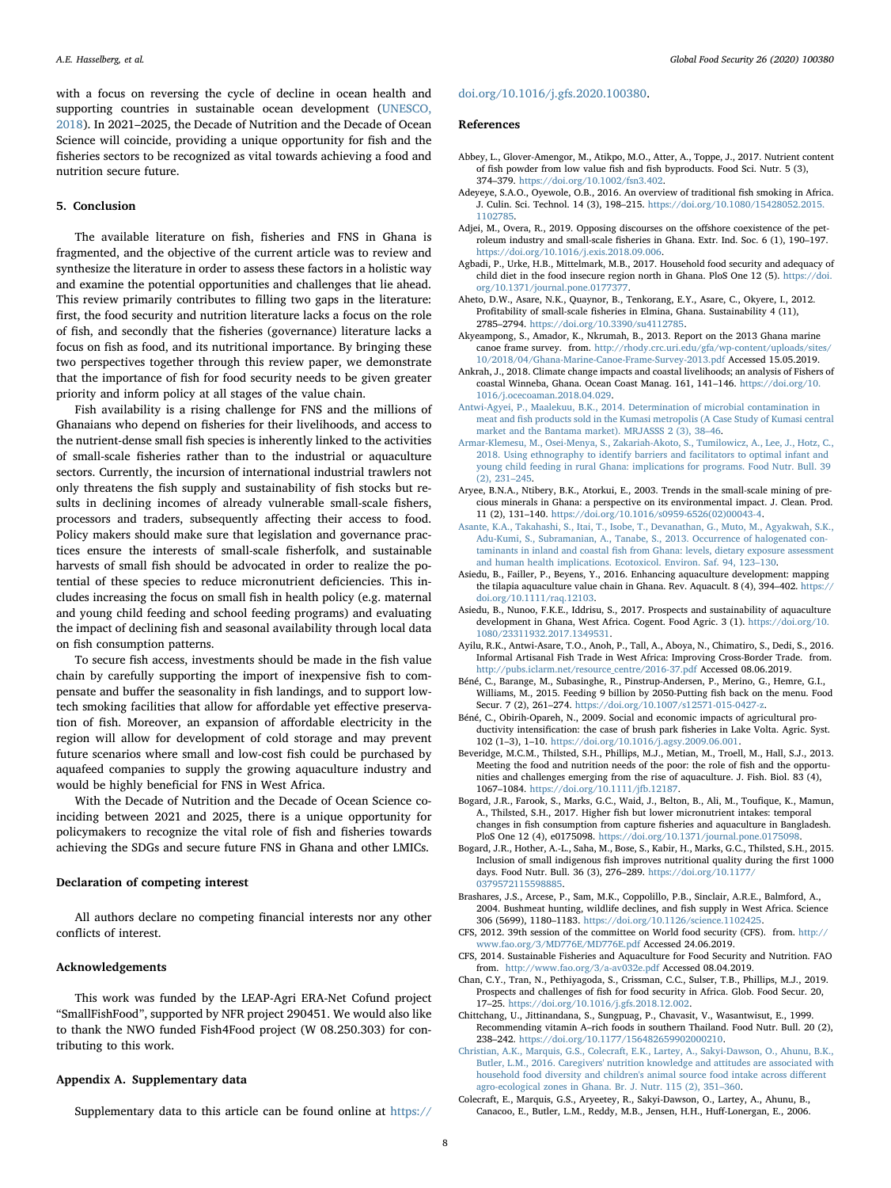with a focus on reversing the cycle of decline in ocean health and supporting countries in sustainable ocean development (UNESCO, 2018). In 2021–2025, the Decade of Nutrition and the Decade of Ocean Science will coincide, providing a unique opportunity for fish and the fisheries sectors to be recognized as vital towards achieving a food and nutrition secure future.

## 5. Conclusion

The available literature on fish, fisheries and FNS in Ghana is fragmented, and the objective of the current article was to review and synthesize the literature in order to assess these factors in a holistic way and examine the potential opportunities and challenges that lie ahead. This review primarily contributes to filling two gaps in the literature: first, the food security and nutrition literature lacks a focus on the role of fish, and secondly that the fisheries (governance) literature lacks a focus on fish as food, and its nutritional importance. By bringing these two perspectives together through this review paper, we demonstrate that the importance of fish for food security needs to be given greater priority and inform policy at all stages of the value chain.

Fish availability is a rising challenge for FNS and the millions of Ghanaians who depend on fisheries for their livelihoods, and access to the nutrient-dense small fish species is inherently linked to the activities of small-scale fisheries rather than to the industrial or aquaculture sectors. Currently, the incursion of international industrial trawlers not only threatens the fish supply and sustainability of fish stocks but results in declining incomes of already vulnerable small-scale fishers, processors and traders, subsequently affecting their access to food. Policy makers should make sure that legislation and governance practices ensure the interests of small-scale fisherfolk, and sustainable harvests of small fish should be advocated in order to realize the potential of these species to reduce micronutrient deficiencies. This includes increasing the focus on small fish in health policy (e.g. maternal and young child feeding and school feeding programs) and evaluating the impact of declining fish and seasonal availability through local data on fish consumption patterns.

To secure fish access, investments should be made in the fish value chain by carefully supporting the import of inexpensive fish to compensate and buffer the seasonality in fish landings, and to support low-tech smoking facilities that allow for affordable yet effective preservation of fish. Moreover, an expansion of affordable electricity in the region will allow for development of cold storage and may prevent future scenarios where small and low-cost fish could be purchased by aquafeed companies to supply the growing aquaculture industry and would be highly beneficial for FNS in West Africa.

With the Decade of Nutrition and the Decade of Ocean Science coinciding between 2021 and 2025, there is a unique opportunity for policymakers to recognize the vital role of fish and fisheries towards achieving the SDGs and secure future FNS in Ghana and other LMICs.

## Declaration of competing interest

All authors declare no competing financial interests nor any other conflicts of interest.

## Acknowledgements

This work was funded by the LEAP-Agri ERA-Net Cofund project "SmallFishFood", supported by NFR project 290451. We would also like to thank the NWO funded Fish4Food project (W 08.250.303) for contributing to this work.

## Appendix A. Supplementary data

Supplementary data to this article can be found online at https://doi.org/10.1016/j.gfs.2020.100380.

## References

Abbey, L., Glover-Amengor, M., Atikpo, M.O., Atter, A., Toppe, J., 2017. Nutrient content of fish powder from low value fish and fish byproducts. Food Sci. Nutr. 5 (3), 374–379. https://doi.org/10.1002/fsn3.402.

Adeyeye, S.A.O., Oyewole, O.B., 2016. An overview of traditional fish smoking in Africa. J. Culin. Sci. Technol. 14 (3), 198–215. https://doi.org/10.1080/15428052.2015.1102785.

Adjei, M., Overa, R., 2019. Opposing discourses on the offshore coexistence of the petroleum industry and small-scale fisheries in Ghana. Extr. Ind. Soc. 6 (1), 190–197. https://doi.org/10.1016/j.exis.2018.09.006.

Agbadi, P., Urke, H.B., Mittelmark, M.B., 2017. Household food security and adequacy of child diet in the food insecure region north in Ghana. PloS One 12 (5). https://doi.org/10.1371/journal.pone.0177377.

Aheto, D.W., Asare, N.K., Quaynor, B., Tenkorang, E.Y., Asare, C., Okyere, I., 2012. Profitability of small-scale fisheries in Elmina, Ghana. Sustainability 4 (11), 2785–2794. https://doi.org/10.3390/su4112785.

Akyeampong, S., Amador, K., Nkrumah, B., 2013. Report on the 2013 Ghana marine canoe frame survey. from. http://rhody.crc.uri.edu/gfa/wp-content/uploads/sites/10/2018/04/Ghana-Marine-Canoe-Frame-Survey-2013.pdf Accessed 15.05.2019.

Ankrah, J., 2018. Climate change impacts and coastal livelihoods; an analysis of Fishers of coastal Winneba, Ghana. Ocean Coast Manag. 161, 141–146. https://doi.org/10.1016/j.ocecoaman.2018.04.029.

Antwi-Agyei, P., Maalekuu, B.K., 2014. Determination of microbial contamination in meat and fish products sold in the Kumasi metropolis (A Case Study of Kumasi central market and the Bantama market). MRJASSS 2 (3), 38–46.

Armar-Klemesu, M., Osei-Menya, S., Zakariah-Akoto, S., Tumilowicz, A., Lee, J., Hotz, C., 2018. Using ethnography to identify barriers and facilitators to optimal infant and young child feeding in rural Ghana: implications for programs. Food Nutr. Bull. 39 (2), 231–245.

Aryee, B.N.A., Ntibery, B.K., Atorkui, E., 2003. Trends in the small-scale mining of precious minerals in Ghana: a perspective on its environmental impact. J. Clean. Prod. 11 (2), 131–140. https://doi.org/10.1016/s0959-6526(02)00043-4.

Asante, K.A., Takahashi, S., Itai, T., Isobe, T., Devanathan, G., Muto, M., Agyakwah, S.K., Adu-Kumi, S., Subramanian, A., Tanabe, S., 2013. Occurrence of halogenated contaminants in inland and coastal fish from Ghana: levels, dietary exposure assessment and human health implications. Ecotoxicol. Environ. Saf. 94, 123–130.

Asiedu, B., Failler, P., Beyens, Y., 2016. Enhancing aquaculture development: mapping the tilapia aquaculture value chain in Ghana. Rev. Aquacult. 8 (4), 394–402. https://doi.org/10.1111/raq.12103.

Asiedu, B., Nunoo, F.K.E., Iddrisu, S., 2017. Prospects and sustainability of aquaculture development in Ghana, West Africa. Cogent. Food Agric. 3 (1). https://doi.org/10.1080/23311932.2017.1349531.

Ayilu, R.K., Antwi-Asare, T.O., Anoh, P., Tall, A., Aboya, N., Chimatiro, S., Dedi, S., 2016. Informal Artisanal Fish Trade in West Africa: Improving Cross-Border Trade. from. http://pubs.iclarm.net/resource_centre/2016-37.pdf Accessed 08.06.2019.

Béné, C., Barange, M., Subasinghe, R., Pinstrup-Andersen, P., Merino, G., Hemre, G.I., Williams, M., 2015. Feeding 9 billion by 2050-Putting fish back on the menu. Food Secur. 7 (2), 261–274. https://doi.org/10.1007/s12571-015-0427-z.

Béné, C., Obirih-Opareh, N., 2009. Social and economic impacts of agricultural productivity intensification: the case of brush park fisheries in Lake Volta. Agric. Syst. 102 (1–3), 1–10. https://doi.org/10.1016/j.agsy.2009.06.001.

Beveridge, M.C.M., Thilsted, S.H., Phillips, M.J., Metian, M., Troell, M., Hall, S.J., 2013. Meeting the food and nutrition needs of the poor: the role of fish and the opportunities and challenges emerging from the rise of aquaculture. J. Fish. Biol. 83 (4), 1067–1084. https://doi.org/10.1111/jfb.12187.

Bogard, J.R., Farook, S., Marks, G.C., Waid, J., Belton, B., Ali, M., Toufique, K., Mamun, A., Thilsted, S.H., 2017. Higher fish but lower micronutrient intakes: temporal changes in fish consumption from capture fisheries and aquaculture in Bangladesh. PloS One 12 (4), e0175098. https://doi.org/10.1371/journal.pone.0175098.

Bogard, J.R., Hother, A.-L., Saha, M., Bose, S., Kabir, H., Marks, G.C., Thilsted, S.H., 2015. Inclusion of small indigenous fish improves nutritional quality during the first 1000 days. Food Nutr. Bull. 36 (3), 276–289. https://doi.org/10.1177/0379572115598885.

Brashares, J.S., Arcese, P., Sam, M.K., Coppolillo, P.B., Sinclair, A.R.E., Balmford, A., 2004. Bushmeat hunting, wildlife declines, and fish supply in West Africa. Science 306 (5699), 1180–1183. https://doi.org/10.1126/science.1102425.

CFS, 2012. 39th session of the committee on World food security (CFS). from. http://www.fao.org/3/MD776E/MD776E.pdf Accessed 24.06.2019.

CFS, 2014. Sustainable Fisheries and Aquaculture for Food Security and Nutrition. FAO from. http://www.fao.org/3/a-av032e.pdf Accessed 08.04.2019.

Chan, C.Y., Tran, N., Pethiyagoda, S., Crissman, C.C., Sulser, T.B., Phillips, M.J., 2019. Prospects and challenges of fish for food security in Africa. Glob. Food Secur. 20, 17–25. https://doi.org/10.1016/j.gfs.2018.12.002.

Chittchang, U., Jittinandana, S., Sungpuag, P., Chavasit, V., Wasantwisut, E., 1999. Recommending vitamin A–rich foods in southern Thailand. Food Nutr. Bull. 20 (2), 238–242. https://doi.org/10.1177/156482659902000210.

Christian, A.K., Marquis, G.S., Colecraft, E.K., Lartey, A., Sakyi-Dawson, O., Ahunu, B.K., Butler, L.M., 2016. Caregivers' nutrition knowledge and attitudes are associated with household food diversity and children's animal source food intake across different agro-ecological zones in Ghana. Br. J. Nutr. 115 (2), 351–360.

Colecraft, E., Marquis, G.S., Aryeetey, R., Sakyi-Dawson, O., Lartey, A., Ahunu, B., Canacoo, E., Butler, L.M., Reddy, M.B., Jensen, H.H., Huff-Lonergan, E., 2006.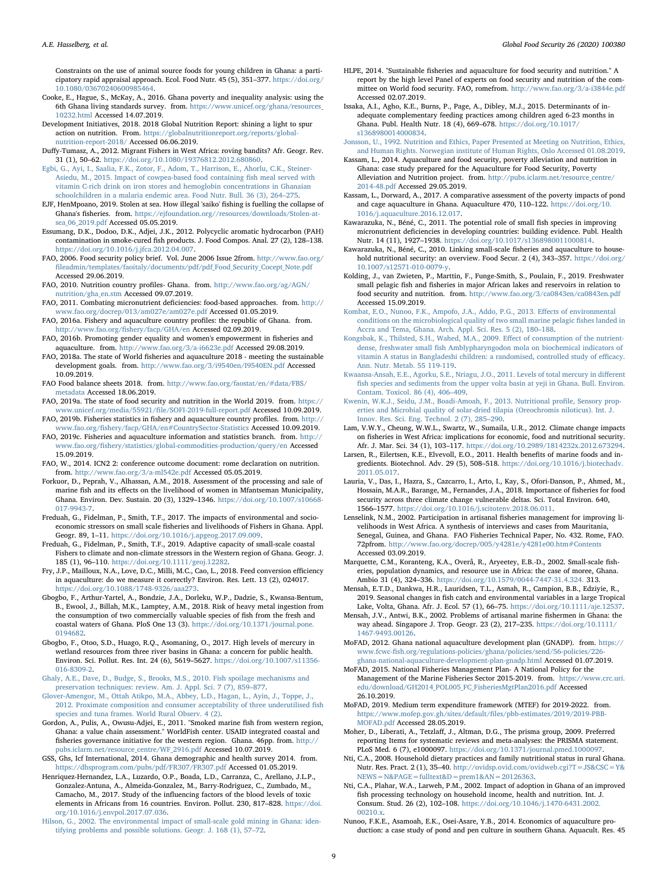Constraints on the use of animal source foods for young children in Ghana: a participatory rapid appraisal approach. Ecol. Food Nutr. 45 (5), 351–377. https://doi.org/10.1080/03670240600985464.

Cooke, E., Hague, S., McKay, A., 2016. Ghana poverty and inequality analysis: using the 6th Ghana living standards survey. from. https://www.unicef.org/ghana/resources_10232.html Accessed 14.07.2019.

Development Initiatives, 2018. 2018 Global Nutrition Report: shining a light to spur action on nutrition. From. https://globalnutritionreport.org/reports/global-nutrition-report-2018/ Accessed 06.06.2019.

Duffy-Tumasz, A., 2012. Migrant Fishers in West Africa: roving bandits? Afr. Geogr. Rev. 31 (1), 50–62. https://doi.org/10.1080/19376812.2012.680860.

Egbi, G., Ayi, I., Saalia, F.K., Zotor, F., Adom, T., Harrison, E., Ahorlu, C.K., Steiner-Asiedu, M., 2015. Impact of cowpea-based food containing fish meal served with vitamin C-rich drink on iron stores and hemoglobin concentrations in Ghanaian schoolchildren in a malaria endemic area. Food Nutr. Bull. 36 (3), 264–275.

EJF, HenMpoano, 2019. Stolen at sea. How illegal 'saiko' fishing is fuelling the collapse of Ghana's fisheries. from. https://ejfoundation.org//resources/downloads/Stolen-at-sea_06_2019.pdf Accessed 05.05.2019.

Essumang, D.K., Dodoo, D.K., Adjei, J.K., 2012. Polycyclic aromatic hydrocarbon (PAH) contamination in smoke-cured fish products. J. Food Compos. Anal. 27 (2), 128–138. https://doi.org/10.1016/j.jfca.2012.04.007.

FAO, 2006. Food security policy brief. Vol. June 2006 Issue 2from. http://www.fao.org/fileadmin/templates/faoitaly/documents/pdf/pdf_Food_Security_Cocept_Note.pdf Accessed 29.06.2019.

FAO, 2010. Nutrition country profiles- Ghana. from. http://www.fao.org/ag/AGN/nutrition/gha_en.stm Accessed 09.07.2019.

FAO, 2011. Combating micronutrient deficiencies: food-based approaches. from. http://www.fao.org/docrep/013/am027e/am027e.pdf Accessed 01.05.2019.

FAO, 2016a. Fishery and aquaculture country profiles: the republic of Ghana. from. http://www.fao.org/fishery/facp/GHA/en Accessed 02.09.2019.

FAO, 2016b. Promoting gender equality and women's empowerment in fisheries and aquaculture. from. http://www.fao.org/3/a-i6623e.pdf Accessed 29.08.2019.

FAO, 2018a. The state of World fisheries and aquaculture 2018 - meeting the sustainable development goals. from. http://www.fao.org/3/i9540en/I9540EN.pdf Accessed 10.09.2019.

FAO Food balance sheets 2018. from. http://www.fao.org/faostat/en/#data/FBS/metadata Accessed 18.06.2019.

FAO, 2019a. The state of food security and nutrition in the World 2019. from. https://www.unicef.org/media/55921/file/SOFI-2019-full-report.pdf Accessed 10.09.2019.

FAO, 2019b. Fisheries statistics in fishery and aquaculture country profiles. from. http://www.fao.org/fishery/facp/GHA/en#CountrySector-Statistics Accessed 10.09.2019.

FAO, 2019c. Fisheries and aquaculture information and statistics branch. from. http://www.fao.org/fishery/statistics/global-commodities-production/query/en Accessed 15.09.2019.

FAO, W., 2014. ICN2 2: conference outcome document: rome declaration on nutrition. from. http://www.fao.org/3/a-ml542e.pdf Accessed 05.05.2019.

Forkuor, D., Peprah, V., Alhassan, A.M., 2018. Assessment of the processing and sale of marine fish and its effects on the livelihood of women in Mfantseman Municipality, Ghana. Environ. Dev. Sustain. 20 (3), 1329–1346. https://doi.org/10.1007/s10668-017-9943-7.

Freduah, G., Fidelman, P., Smith, T.F., 2017. The impacts of environmental and socio-economic stressors on small scale fisheries and livelihoods of Fishers in Ghana. Appl. Geogr. 89, 1–11. https://doi.org/10.1016/j.apgeog.2017.09.009.

Freduah, G., Fidelman, P., Smith, T.F., 2019. Adaptive capacity of small-scale coastal Fishers to climate and non-climate stressors in the Western region of Ghana. Geogr. J. 185 (1), 96–110. https://doi.org/10.1111/geoj.12282.

Fry, J.P., Mailloux, N.A., Love, D.C., Milli, M.C., Cao, L., 2018. Feed conversion efficiency in aquaculture: do we measure it correctly? Environ. Res. Lett. 13 (2), 024017. https://doi.org/10.1088/1748-9326/aaa273.

Gbogbo, F., Arthur-Yartel, A., Bondzie, J.A., Dorleku, W.P., Dadzie, S., Kwansa-Bentum, B., Ewool, J., Billah, M.K., Lamptey, A.M., 2018. Risk of heavy metal ingestion from the consumption of two commercially valuable species of fish from the fresh and coastal waters of Ghana. PloS One 13 (3). https://doi.org/10.1371/journal.pone.0194682.

Gbogbo, F., Otoo, S.D., Huago, R.Q., Asomaning, O., 2017. High levels of mercury in wetland resources from three river basins in Ghana: a concern for public health. Environ. Sci. Pollut. Res. Int. 24 (6), 5619–5627. https://doi.org/10.1007/s11356-016-8309-2.

Ghaly, A.E., Dave, D., Budge, S., Brooks, M.S., 2010. Fish spoilage mechanisms and preservation techniques: review. Am. J. Appl. Sci. 7 (7), 859–877.

Glover-Amengor, M., Ottah Atikpo, M.A., Abbey, L.D., Hagan, L., Ayin, J., Toppe, J., 2012. Proximate composition and consumer acceptability of three underutilised fish species and tuna frames. World Rural Observ. 4 (2).

Gordon, A., Pulis, A., Owusu-Adjei, E., 2011. "Smoked marine fish from western region, Ghana: a value chain assessment." WorldFish center. USAID integrated coastal and fisheries governance initiative for the western region. Ghana. 46pp. from. http://pubs.iclarm.net/resource_centre/WF_2916.pdf Accessed 10.07.2019.

GSS, Ghs, Icf International, 2014. Ghana demographic and health survey 2014. from. https://dhsprogram.com/pubs/pdf/FR307/FR307.pdf Accessed 01.05.2019.

Henriquez-Hernandez, L.A., Luzardo, O.P., Boada, L.D., Carranza, C., Arellano, J.L.P., Gonzalez-Antuna, A., Almeida-Gonzalez, M., Barry-Rodriguez, C., Zumbado, M., Camacho, M., 2017. Study of the influencing factors of the blood levels of toxic elements in Africans from 16 countries. Environ. Pollut. 230, 817–828. https://doi.org/10.1016/j.envpol.2017.07.036.

Hilson, G., 2002. The environmental impact of small-scale gold mining in Ghana: identifying problems and possible solutions. Geogr. J. 168 (1), 57–72.

HLPE, 2014. "Sustainable fisheries and aquaculture for food security and nutrition." A report by the high level Panel of experts on food security and nutrition of the committee on World food security. FAO, romefrom. http://www.fao.org/3/a-i3844e.pdf Accessed 02.07.2019.

Issaka, A.I., Agho, K.E., Burns, P., Page, A., Dibley, M.J., 2015. Determinants of inadequate complementary feeding practices among children aged 6-23 months in Ghana. Publ. Health Nutr. 18 (4), 669–678. https://doi.org/10.1017/s1368980014000834.

Jonsson, U., 1992. Nutrition and Ethics, Paper Presented at Meeting on Nutrition, Ethics, and Human Rights. Norwegian institute of Human Rights, Oslo Accessed 01.08.2019.

Kassam, L., 2014. Aquaculture and food security, poverty alleviation and nutrition in Ghana: case study prepared for the Aquaculture for Food Security, Poverty Alleviation and Nutrition project. from. http://pubs.iclarm.net/resource_centre/2014-48.pdf Accessed 29.05.2019.

Kassam, L., Dorward, A., 2017. A comparative assessment of the poverty impacts of pond and cage aquaculture in Ghana. Aquaculture 470, 110–122. https://doi.org/10.1016/j.aquaculture.2016.12.017.

Kawarazuka, N., Béné, C., 2011. The potential role of small fish species in improving micronutrient deficiencies in developing countries: building evidence. Publ. Health Nutr. 14 (11), 1927–1938. https://doi.org/10.1017/s1368980011000814.

Kawarazuka, N., Béné, C., 2010. Linking small-scale fisheries and aquaculture to household nutritional security: an overview. Food Secur. 2 (4), 343–357. https://doi.org/10.1007/s12571-010-0079-y.

Kolding, J., van Zwieten, P., Marttin, F., Funge-Smith, S., Poulain, F., 2019. Freshwater small pelagic fish and fisheries in major African lakes and reservoirs in relation to food security and nutrition. from. http://www.fao.org/3/ca0843en/ca0843en.pdf Accessed 15.09.2019.

Kombat, E.O., Nunoo, F.K., Ampofo, J.A., Addo, P.G., 2013. Effects of environmental conditions on the microbiological quality of two small marine pelagic fishes landed in Accra and Tema, Ghana. Arch. Appl. Sci. Res. 5 (2), 180–188.

Kongsbak, K., Thilsted, S.H., Wahed, M.A., 2009. Effect of consumption of the nutrient-dense, freshwater small fish Amblypharyngodon mola on biochemical indicators of vitamin A status in Bangladeshi children: a randomised, controlled study of efficacy. Ann. Nutr. Metab. 55 119-119.

Kwaansa-Ansah, E.E., Agorku, S.E., Nriagu, J.O., 2011. Levels of total mercury in different fish species and sediments from the upper volta basin at yeji in Ghana. Bull. Environ. Contam. Toxicol. 86 (4), 406–409.

Kwenin, W.K.J., Seidu, J.M., Boadi-Amoah, F., 2013. Nutritional profile, Sensory properties and Microbial quality of solar-dried tilapia (Oreochromis niloticus). Int. J. Innov. Res. Sci. Eng. Technol. 2 (7), 285–290.

Lam, V.W.Y., Cheung, W.W.L., Swartz, W., Sumaila, U.R., 2012. Climate change impacts on fisheries in West Africa: implications for economic, food and nutritional security. Afr. J. Mar. Sci. 34 (1), 103–117. https://doi.org/10.2989/1814232x.2012.673294.

Larsen, R., Eilertsen, K.E., Elvevoll, E.O., 2011. Health benefits of marine foods and ingredients. Biotechnol. Adv. 29 (5), 508–518. https://doi.org/10.1016/j.biotechadv.2011.05.017.

Lauria, V., Das, I., Hazra, S., Cazcarro, I., Arto, I., Kay, S., Ofori-Danson, P., Ahmed, M., Hossain, M.A.R., Barange, M., Fernandes, J.A., 2018. Importance of fisheries for food security across three climate change vulnerable deltas. Sci. Total Environ. 640, 1566–1577. https://doi.org/10.1016/j.scitotenv.2018.06.011.

Lenselink, N.M., 2002. Participation in artisanal fisheries management for improving livelihoods in West Africa. A synthesis of interviews and cases from Mauritania, Senegal, Guinea, and Ghana. FAO Fisheries Technical Paper, No. 432. Rome, FAO. 72pfrom. http://www.fao.org/docrep/005/y4281e/y4281e00.htm#Contents Accessed 03.09.2019.

Marquette, C.M., Koranteng, K.A., Overå, R., Aryeetey, E.B.-D., 2002. Small-scale fisheries, population dynamics, and resource use in Africa: the case of moree, Ghana. Ambio 31 (4), 324–336. https://doi.org/10.1579/0044-7447-31.4.324. 313.

Mensah, E.T.D., Dankwa, H.R., Lauridsen, T.L., Asmah, R., Campion, B.B., Edziyie, R., 2019. Seasonal changes in fish catch and environmental variables in a large Tropical Lake, Volta, Ghana. Afr. J. Ecol. 57 (1), 66–75. https://doi.org/10.1111/aje.12537.

Mensah, J.V., Antwi, B.K., 2002. Problems of artisanal marine fishermen in Ghana: the way ahead. Singapore J. Trop. Geogr. 23 (2), 217–235. https://doi.org/10.1111/1467-9493.00126.

MoFAD, 2012. Ghana national aquaculture development plan (GNADP). from. https://www.fcwc-fish.org/regulations-policies/ghana/policies/send/56-policies/226-ghana-national-aquaculture-development-plan-gnadp.html Accessed 01.07.2019.

MoFAD, 2015. National Fisheries Management Plan- A National Policy for the Management of the Marine Fisheries Sector 2015-2019. from. https://www.crc.uri.edu/download/GH2014_POL005_FC_FisheriesMgtPlan2016.pdf Accessed 26.10.2019.

MoFAD, 2019. Medium term expenditure framework (MTEF) for 2019-2022. from. https://www.mofep.gov.gh/sites/default/files/pbb-estimates/2019/2019-PBB-MOFAD.pdf Accessed 28.05.2019.

Moher, D., Liberati, A., Tetzlaff, J., Altman, D.G., The prisma group, 2009. Preferred reporting Items for systematic reviews and meta-analyses: the PRISMA statement. PLoS Med. 6 (7), e1000097. https://doi.org/10.1371/journal.pmed.1000097.

Nti, C.A., 2008. Household dietary practices and family nutritional status in rural Ghana. Nutr. Res. Pract. 2 (1), 35–40. http://ovidsp.ovid.com/ovidweb.cgi?T=JS&CSC=Y&NEWS=N&PAGE=fulltext&D=prem1&AN=20126363.

Nti, C.A., Plahar, W.A., Larweh, P.M., 2002. Impact of adoption in Ghana of an improved fish processing technology on household income, health and nutrition. Int. J. Consum. Stud. 26 (2), 102–108. https://doi.org/10.1046/j.1470-6431.2002.00210.x.

Nunoo, F.K.E., Asamoah, E.K., Osei-Asare, Y.B., 2014. Economics of aquaculture production: a case study of pond and pen culture in southern Ghana. Aquacult. Res. 45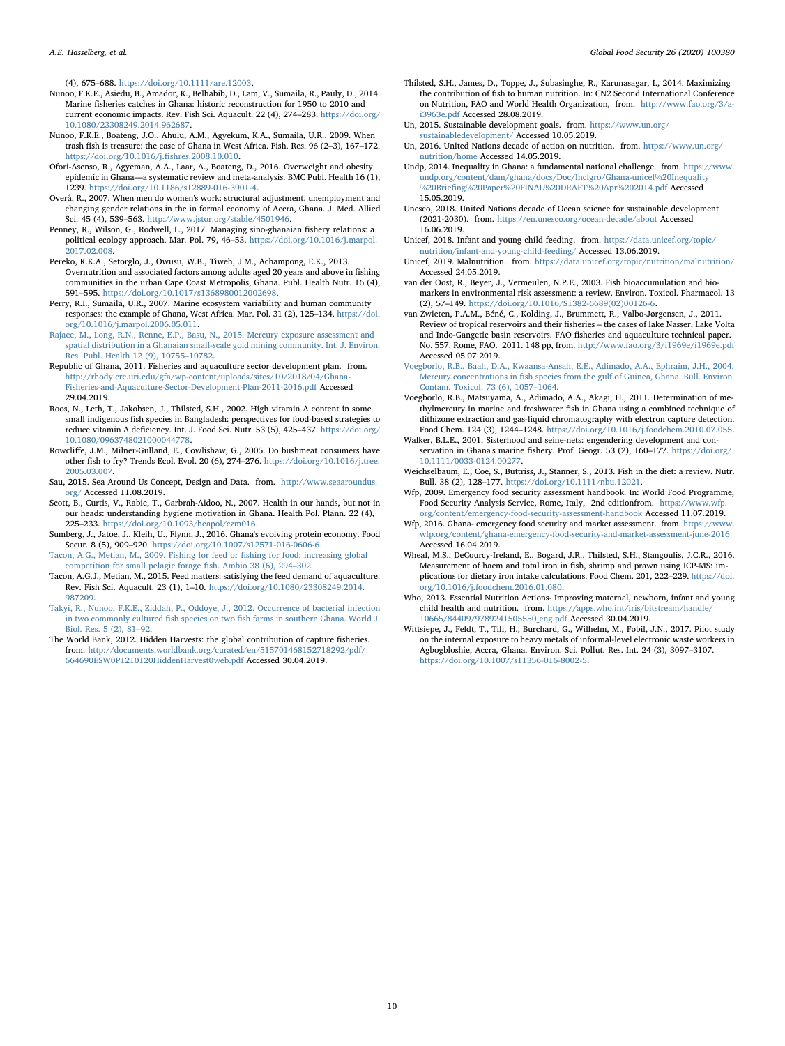(4), 675–688. https://doi.org/10.1111/are.12003.

Nunoo, F.K.E., Asiedu, B., Amador, K., Belhabib, D., Lam, V., Sumaila, R., Pauly, D., 2014. Marine fisheries catches in Ghana: historic reconstruction for 1950 to 2010 and current economic impacts. Rev. Fish Sci. Aquacult. 22 (4), 274–283. https://doi.org/10.1080/23308249.2014.962687.

Nunoo, F.K.E., Boateng, J.O., Ahulu, A.M., Agyekum, K.A., Sumaila, U.R., 2009. When trash fish is treasure: the case of Ghana in West Africa. Fish. Res. 96 (2–3), 167–172. https://doi.org/10.1016/j.fishres.2008.10.010.

Ofori-Asenso, R., Agyeman, A.A., Laar, A., Boateng, D., 2016. Overweight and obesity epidemic in Ghana—a systematic review and meta-analysis. BMC Publ. Health 16 (1), 1239. https://doi.org/10.1186/s12889-016-3901-4.

Overå, R., 2007. When men do women's work: structural adjustment, unemployment and changing gender relations in the in formal economy of Accra, Ghana. J. Med. Allied Sci. 45 (4), 539–563. http://www.jstor.org/stable/4501946.

Penney, R., Wilson, G., Rodwell, L., 2017. Managing sino-ghanaian fishery relations: a political ecology approach. Mar. Pol. 79, 46–53. https://doi.org/10.1016/j.marpol.2017.02.008.

Pereko, K.K.A., Setorglo, J., Owusu, W.B., Tiweh, J.M., Achampong, E.K., 2013. Overnutrition and associated factors among adults aged 20 years and above in fishing communities in the urban Cape Coast Metropolis, Ghana. Publ. Health Nutr. 16 (4), 591–595. https://doi.org/10.1017/s1368980012002698.

Perry, R.I., Sumaila, U.R., 2007. Marine ecosystem variability and human community responses: the example of Ghana, West Africa. Mar. Pol. 31 (2), 125–134. https://doi.org/10.1016/j.marpol.2006.05.011.

Rajaee, M., Long, R.N., Renne, E.P., Basu, N., 2015. Mercury exposure assessment and spatial distribution in a Ghanaian small-scale gold mining community. Int. J. Environ. Res. Publ. Health 12 (9), 10755–10782.

Republic of Ghana, 2011. Fisheries and aquaculture sector development plan. from. http://rhody.crc.uri.edu/gfa/wp-content/uploads/sites/10/2018/04/Ghana-Fisheries-and-Aquaculture-Sector-Development-Plan-2011-2016.pdf Accessed 29.04.2019.

Roos, N., Leth, T., Jakobsen, J., Thilsted, S.H., 2002. High vitamin A content in some small indigenous fish species in Bangladesh: perspectives for food-based strategies to reduce vitamin A deficiency. Int. J. Food Sci. Nutr. 53 (5), 425–437. https://doi.org/10.1080/0963748021000044778.

Rowcliffe, J.M., Milner-Gulland, E., Cowlishaw, G., 2005. Do bushmeat consumers have other fish to fry? Trends Ecol. Evol. 20 (6), 274–276. https://doi.org/10.1016/j.tree.2005.03.007.

Sau, 2015. Sea Around Us Concept, Design and Data. from. http://www.seaaroundus.org/ Accessed 11.08.2019.

Scott, B., Curtis, V., Rabie, T., Garbrah-Aidoo, N., 2007. Health in our hands, but not in our heads: understanding hygiene motivation in Ghana. Health Pol. Plann. 22 (4), 225–233. https://doi.org/10.1093/heapol/czm016.

Sumberg, J., Jatoe, J., Kleih, U., Flynn, J., 2016. Ghana's evolving protein economy. Food Secur. 8 (5), 909–920. https://doi.org/10.1007/s12571-016-0606-6.

Tacon, A.G.J., Metian, M., 2009. Fishing for feed or fishing for food: increasing global competition for small pelagic forage fish. Ambio 38 (6), 294–302.

Tacon, A.G.J., Metian, M., 2015. Feed matters: satisfying the feed demand of aquaculture. Rev. Fish Sci. Aquacult. 23 (1), 1–10. https://doi.org/10.1080/23308249.2014.987209.

Takyi, R., Nunoo, F.K.E., Ziddah, P., Oddoye, J., 2012. Occurrence of bacterial infection in two commonly cultured fish species on two fish farms in southern Ghana. World J. Biol. Res. 5 (2), 81–92.

The World Bank, 2012. Hidden Harvests: the global contribution of capture fisheries. from. http://documents.worldbank.org/curated/en/515701468152718292/pdf/664690ESW0P1210120HiddenHarvest0web.pdf Accessed 30.04.2019.

Thilsted, S.H., James, D., Toppe, J., Subasinghe, R., Karunasagar, I., 2014. Maximizing the contribution of fish to human nutrition. In: CN2 Second International Conference on Nutrition, FAO and World Health Organization, from. http://www.fao.org/3/a-i3963e.pdf Accessed 28.08.2019.

Un, 2015. Sustainable development goals. from. https://www.un.org/sustainabledevelopment/ Accessed 10.05.2019.

Un, 2016. United Nations decade of action on nutrition. from. https://www.un.org/nutrition/home Accessed 14.05.2019.

Undp, 2014. Inequality in Ghana: a fundamental national challenge. from. https://www.undp.org/content/dam/ghana/docs/Doc/Inclgro/Ghana-unicef%20Inequality%20Briefing%20Paper%20FINAL%20DRAFT%20Apr%202014.pdf Accessed 15.05.2019.

Unesco, 2018. United Nations decade of Ocean science for sustainable development (2021-2030). from. https://en.unesco.org/ocean-decade/about Accessed 16.06.2019.

Unicef, 2018. Infant and young child feeding. from. https://data.unicef.org/topic/nutrition/infant-and-young-child-feeding/ Accessed 13.06.2019.

Unicef, 2019. Malnutrition. from. https://data.unicef.org/topic/nutrition/malnutrition/ Accessed 24.05.2019.

van der Oost, R., Beyer, J., Vermeulen, N.P.E., 2003. Fish bioaccumulation and biomarkers in environmental risk assessment: a review. Environ. Toxicol. Pharmacol. 13 (2), 57–149. https://doi.org/10.1016/S1382-6689(02)00126-6.

van Zwieten, P.A.M., Béné, C., Kolding, J., Brummett, R., Valbo-Jørgensen, J., 2011. Review of tropical reservoirs and their fisheries – the cases of lake Nasser, Lake Volta and Indo-Gangetic basin reservoirs. FAO fisheries and aquaculture technical paper. No. 557. Rome, FAO. 2011. 148 pp, from. http://www.fao.org/3/i1969e/i1969e.pdf Accessed 05.07.2019.

Voegborlo, R.B., Baah, D.A., Kwaansa-Ansah, E.E., Adimado, A.A., Ephraim, J.H., 2004. Mercury concentrations in fish species from the gulf of Guinea, Ghana. Bull. Environ. Contam. Toxicol. 73 (6), 1057–1064.

Voegborlo, R.B., Matsuyama, A., Adimado, A.A., Akagi, H., 2011. Determination of methylmercury in marine and freshwater fish in Ghana using a combined technique of dithizone extraction and gas-liquid chromatography with electron capture detection. Food Chem. 124 (3), 1244–1248. https://doi.org/10.1016/j.foodchem.2010.07.055.

Walker, B.L.E., 2001. Sisterhood and seine-nets: engendering development and conservation in Ghana's marine fishery. Prof. Geogr. 53 (2), 160–177. https://doi.org/10.1111/0033-0124.00277.

Weichselbaum, E., Coe, S., Buttriss, J., Stanner, S., 2013. Fish in the diet: a review. Nutr. Bull. 38 (2), 128–177. https://doi.org/10.1111/nbu.12021.

Wfp, 2009. Emergency food security assessment handbook. In: World Food Programme, Food Security Analysis Service, Rome, Italy, 2nd editionfrom. https://www.wfp.org/content/emergency-food-security-assessment-handbook Accessed 11.07.2019.

Wfp, 2016. Ghana- emergency food security and market assessment. from. https://www.wfp.org/content/ghana-emergency-food-security-and-market-assessment-june-2016 Accessed 16.04.2019.

Wheal, M.S., DeCourcy-Ireland, E., Bogard, J.R., Thilsted, S.H., Stangoulis, J.C.R., 2016. Measurement of haem and total iron in fish, shrimp and prawn using ICP-MS: implications for dietary iron intake calculations. Food Chem. 201, 222–229. https://doi.org/10.1016/j.foodchem.2016.01.080.

Who, 2013. Essential Nutrition Actions- Improving maternal, newborn, infant and young child health and nutrition. from. https://apps.who.int/iris/bitstream/handle/10665/84409/9789241505550_eng.pdf Accessed 30.04.2019.

Wittsiepe, J., Feldt, T., Till, H., Burchard, G., Wilhelm, M., Fobil, J.N., 2017. Pilot study on the internal exposure to heavy metals of informal-level electronic waste workers in Agbogbloshie, Accra, Ghana. Environ. Sci. Pollut. Res. Int. 24 (3), 3097–3107. https://doi.org/10.1007/s11356-016-8002-5.